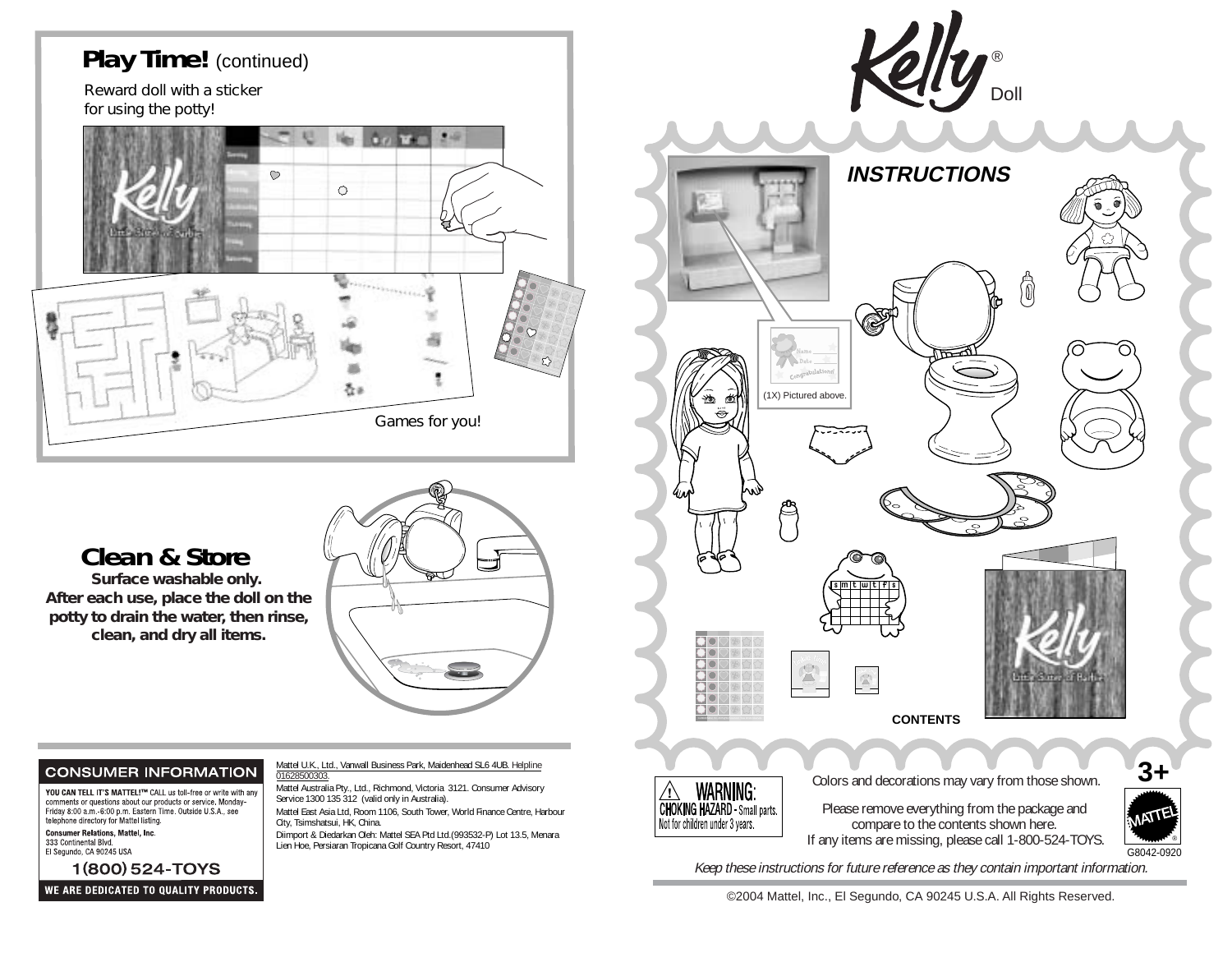## Play Time! (continued)

Reward doll with a sticker for using the potty!

Games for you!

## Clean & Store

**Surface washable only.**
**After each use, place the doll on the potty to drain the water, then rinse, clean, and dry all items.**

### CONSUMER INFORMATION

**YOU CAN TELL IT'S MATTEL!™** CALL us toll-free or write with any comments or questions about our products or service, Monday-Friday 8:00 a.m.-6:00 p.m. Eastern Time. Outside U.S.A., see telephone directory for Mattel listing.

**Consumer Relations, Mattel, Inc.**
333 Continental Blvd.
El Segundo, CA 90245 USA

**1(800) 524-TOYS**

**WE ARE DEDICATED TO QUALITY PRODUCTS.**

Mattel U.K., Ltd., Vanwall Business Park, Maidenhead SL6 4UB. Helpline 01628500303.

Mattel Australia Pty., Ltd., Richmond, Victoria 3121. Consumer Advisory Service 1300 135 312 (valid only in Australia).

Mattel East Asia Ltd, Room 1106, South Tower, World Finance Centre, Harbour City, Tsimshatsui, HK, China.

Diimport & Diedarkan Oleh: Mattel SEA Ptd Ltd.(993532-P) Lot 13.5, Menara Lien Hoe, Persiaran Tropicana Golf Country Resort, 47410

# Kelly® Doll

## INSTRUCTIONS

(1X) Pictured above.

**CONTENTS**

⚠ **WARNING:**
**CHOKING HAZARD** - Small parts.
Not for children under 3 years.

Colors and decorations may vary from those shown.

Please remove everything from the package and compare to the contents shown here.
If any items are missing, please call 1-800-524-TOYS.

**3+**

MATTEL®

G8042-0920

*Keep these instructions for future reference as they contain important information.*

©2004 Mattel, Inc., El Segundo, CA 90245 U.S.A. All Rights Reserved.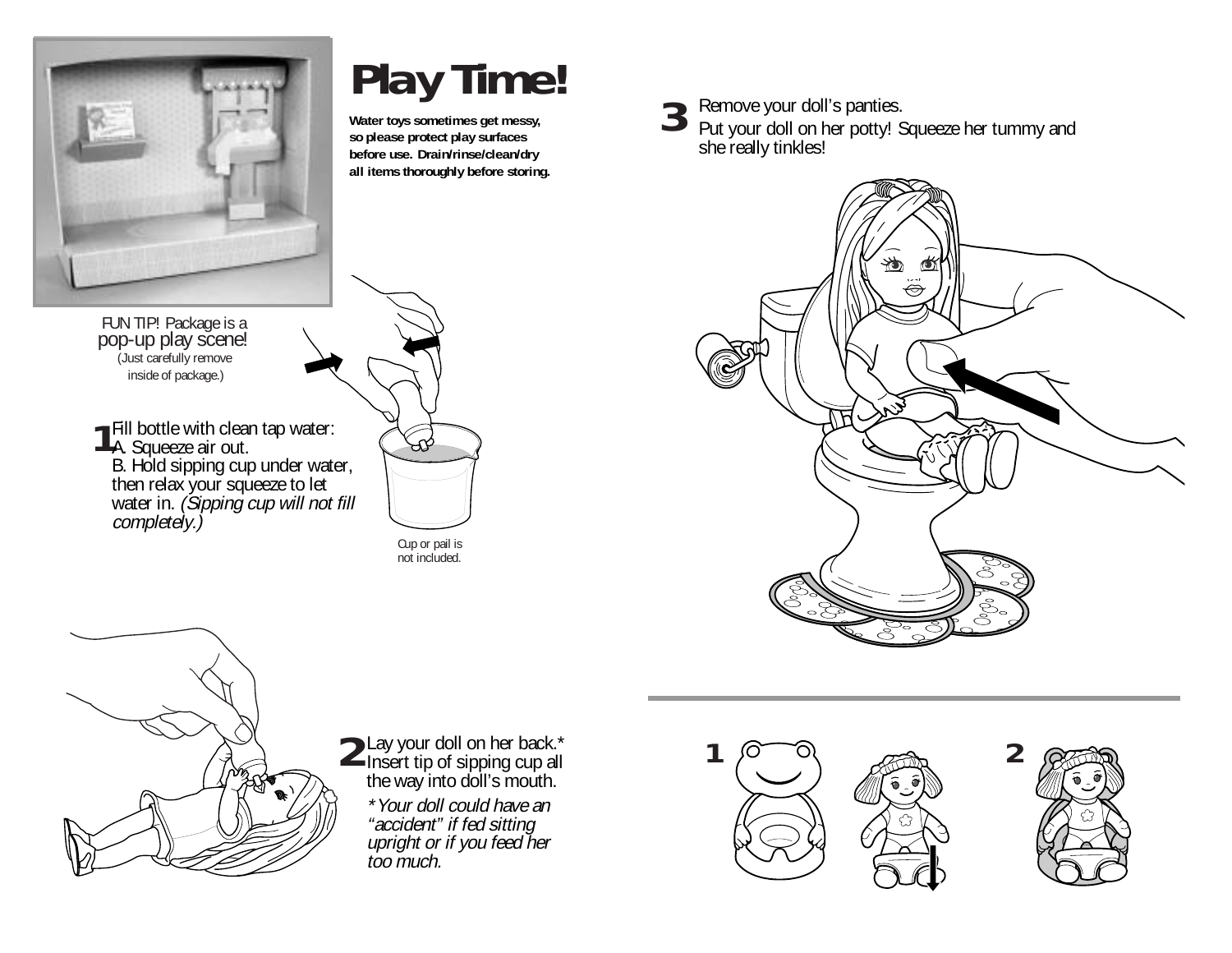# Play Time!

**Water toys sometimes get messy, so please protect play surfaces before use. Drain/rinse/clean/dry all items thoroughly before storing.**

FUN TIP! Package is a pop-up play scene! (Just carefully remove inside of package.)

**1** Fill bottle with clean tap water:
A. Squeeze air out.
B. Hold sipping cup under water, then relax your squeeze to let water in. *(Sipping cup will not fill completely.)*

Cup or pail is not included.

**2** Lay your doll on her back.* Insert tip of sipping cup all the way into doll's mouth.

*\*Your doll could have an "accident" if fed sitting upright or if you feed her too much.*

**3** Remove your doll's panties.
Put your doll on her potty! Squeeze her tummy and she really tinkles!

**1**

**2**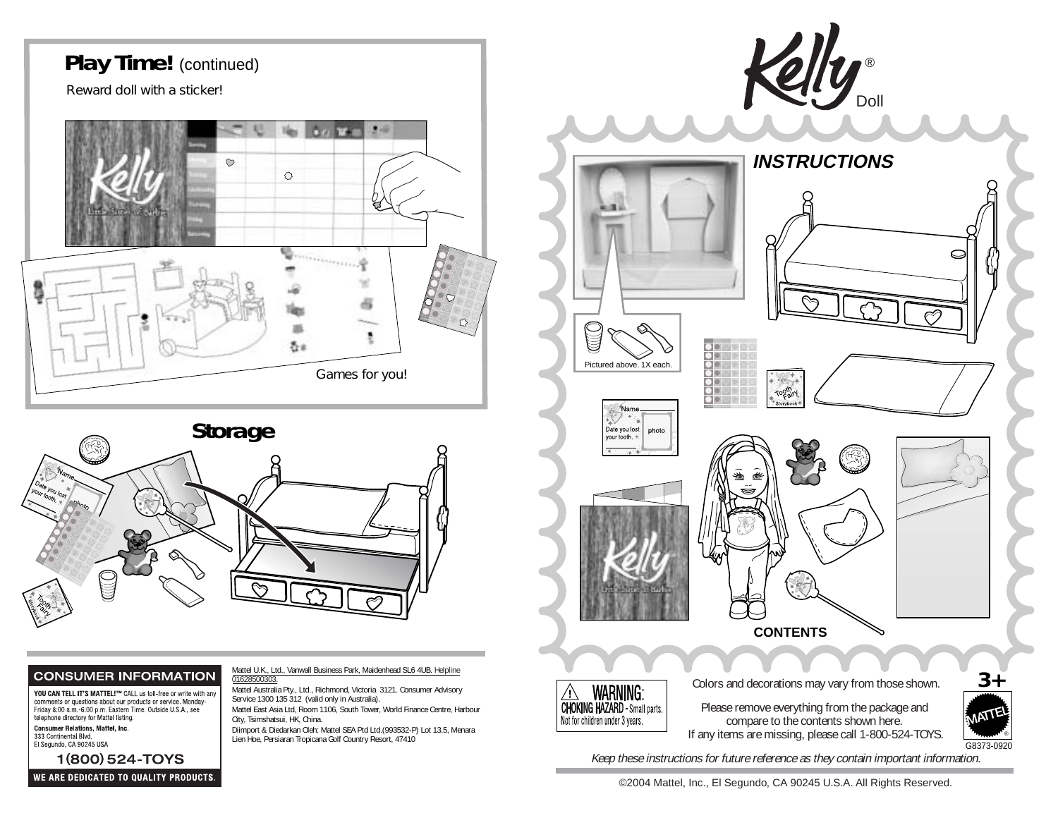## Play Time! (continued)

Reward doll with a sticker!

Games for you!

## Storage

## CONSUMER INFORMATION

**YOU CAN TELL IT'S MATTEL!™** CALL us toll-free or write with any comments or questions about our products or service. Monday-Friday 8:00 a.m.-6:00 p.m. Eastern Time. Outside U.S.A., see telephone directory for Mattel listing.

**Consumer Relations, Mattel, Inc.**
333 Continental Blvd.
El Segundo, CA 90245 USA

**1(800) 524-TOYS**

**WE ARE DEDICATED TO QUALITY PRODUCTS.**

Mattel U.K., Ltd., Vanwall Business Park, Maidenhead SL6 4UB. Helpline 01628500303.

Mattel Australia Pty., Ltd., Richmond, Victoria 3121. Consumer Advisory Service 1300 135 312 (valid only in Australia).

Mattel East Asia Ltd, Room 1106, South Tower, World Finance Centre, Harbour City, Tsimshatsui, HK, China.

Diimport & Diedarkan Oleh: Mattel SEA Ptd Ltd.(993532-P) Lot 13.5, Menara Lien Hoe, Persiaran Tropicana Golf Country Resort, 47410

# Kelly® Doll

## INSTRUCTIONS

Pictured above. 1X each.

Name
Date you lost your tooth.
photo

Tooth Fairy Storybook

**CONTENTS**

⚠ **WARNING:**
**CHOKING HAZARD** - Small parts.
Not for children under 3 years.

Colors and decorations may vary from those shown.

Please remove everything from the package and compare to the contents shown here.
If any items are missing, please call 1-800-524-TOYS.

**3+**

G8373-0920

*Keep these instructions for future reference as they contain important information.*

©2004 Mattel, Inc., El Segundo, CA 90245 U.S.A. All Rights Reserved.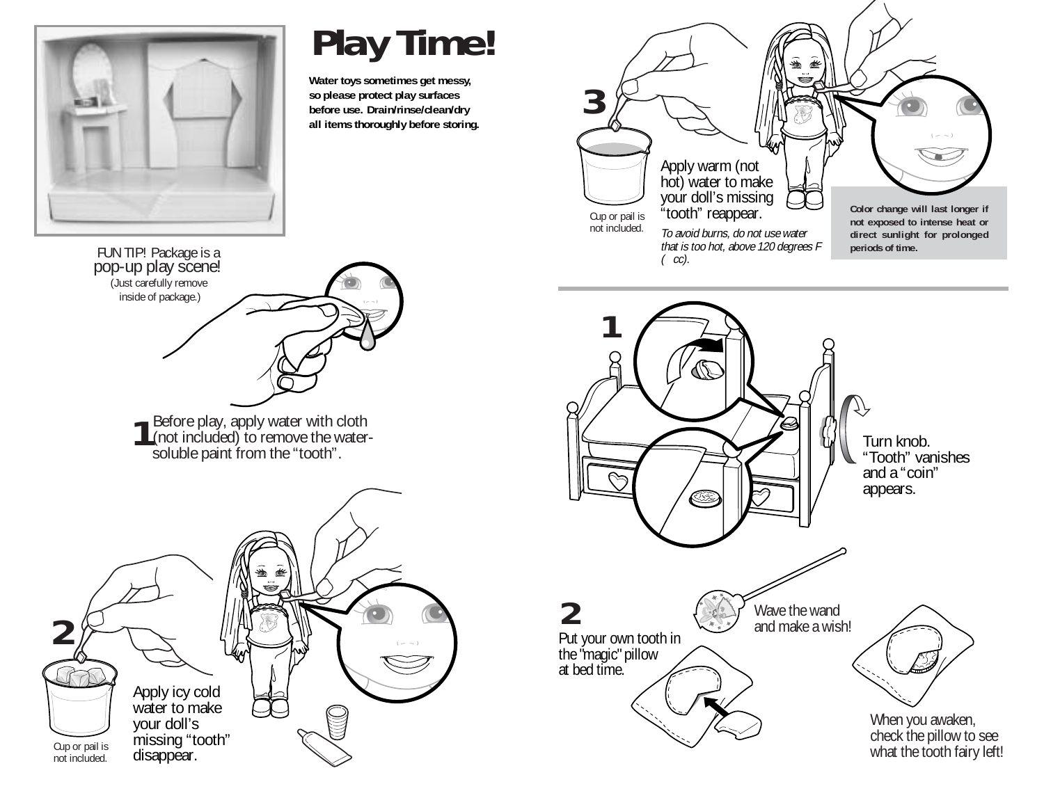# Play Time!

**Water toys sometimes get messy, so please protect play surfaces before use. Drain/rinse/clean/dry all items thoroughly before storing.**

FUN TIP! Package is a pop-up play scene! (Just carefully remove inside of package.)

**1** Before play, apply water with cloth (not included) to remove the water-soluble paint from the "tooth".

**2** Apply icy cold water to make your doll's missing "tooth" disappear.

Cup or pail is not included.

**3** Apply warm (not hot) water to make your doll's missing "tooth" reappear.

*To avoid burns, do not use water that is too hot, above 120 degrees F ( cc).*

Cup or pail is not included.

**Color change will last longer if not exposed to intense heat or direct sunlight for prolonged periods of time.**

---

**1** Turn knob. "Tooth" vanishes and a "coin" appears.

**2** Put your own tooth in the "magic" pillow at bed time.

Wave the wand and make a wish!

When you awaken, check the pillow to see what the tooth fairy left!